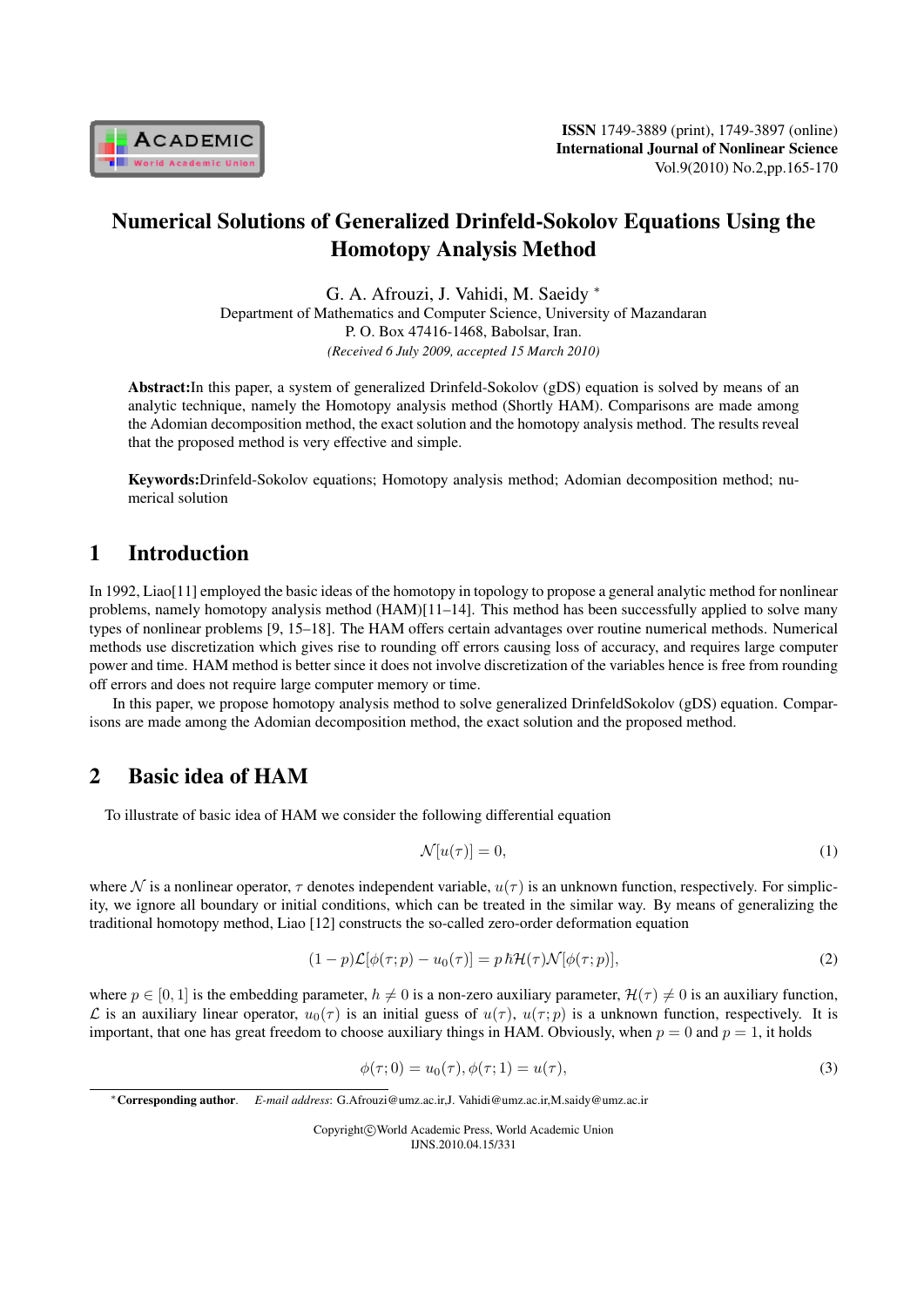# Numerical Solutions of Generalized Drinfeld-Sokolov Equations Using the Homotopy Analysis Method

G. A. Afrouzi, J. Vahidi, M. Saeidy *

Department of Mathematics and Computer Science, University of Mazandaran
P. O. Box 47416-1468, Babolsar, Iran.

*(Received 6 July 2009, accepted 15 March 2010)*

**Abstract:** In this paper, a system of generalized Drinfeld-Sokolov (gDS) equation is solved by means of an analytic technique, namely the Homotopy analysis method (Shortly HAM). Comparisons are made among the Adomian decomposition method, the exact solution and the homotopy analysis method. The results reveal that the proposed method is very effective and simple.

**Keywords:** Drinfeld-Sokolov equations; Homotopy analysis method; Adomian decomposition method; numerical solution

## 1 Introduction

In 1992, Liao[11] employed the basic ideas of the homotopy in topology to propose a general analytic method for nonlinear problems, namely homotopy analysis method (HAM)[11–14]. This method has been successfully applied to solve many types of nonlinear problems [9, 15–18]. The HAM offers certain advantages over routine numerical methods. Numerical methods use discretization which gives rise to rounding off errors causing loss of accuracy, and requires large computer power and time. HAM method is better since it does not involve discretization of the variables hence is free from rounding off errors and does not require large computer memory or time.

In this paper, we propose homotopy analysis method to solve generalized DrinfeldSokolov (gDS) equation. Comparisons are made among the Adomian decomposition method, the exact solution and the proposed method.

## 2 Basic idea of HAM

To illustrate of basic idea of HAM we consider the following differential equation

$$\mathcal{N}[u(\tau)] = 0, \tag{1}$$

where $\mathcal{N}$ is a nonlinear operator, $\tau$ denotes independent variable, $u(\tau)$ is an unknown function, respectively. For simplicity, we ignore all boundary or initial conditions, which can be treated in the similar way. By means of generalizing the traditional homotopy method, Liao [12] constructs the so-called zero-order deformation equation

$$(1-p)\mathcal{L}[\phi(\tau;p) - u_0(\tau)] = p\,\hbar\mathcal{H}(\tau)\mathcal{N}[\phi(\tau;p)], \tag{2}$$

where $p \in [0,1]$ is the embedding parameter, $h \neq 0$ is a non-zero auxiliary parameter, $\mathcal{H}(\tau) \neq 0$ is an auxiliary function, $\mathcal{L}$ is an auxiliary linear operator, $u_0(\tau)$ is an initial guess of $u(\tau)$, $u(\tau;p)$ is a unknown function, respectively. It is important, that one has great freedom to choose auxiliary things in HAM. Obviously, when $p = 0$ and $p = 1$, it holds

$$\phi(\tau;0) = u_0(\tau), \phi(\tau;1) = u(\tau), \tag{3}$$

*Corresponding author. *E-mail address*: G.Afrouzi@umz.ac.ir,J. Vahidi@umz.ac.ir,M.saidy@umz.ac.ir

Copyright©World Academic Press, World Academic Union
IJNS.2010.04.15/331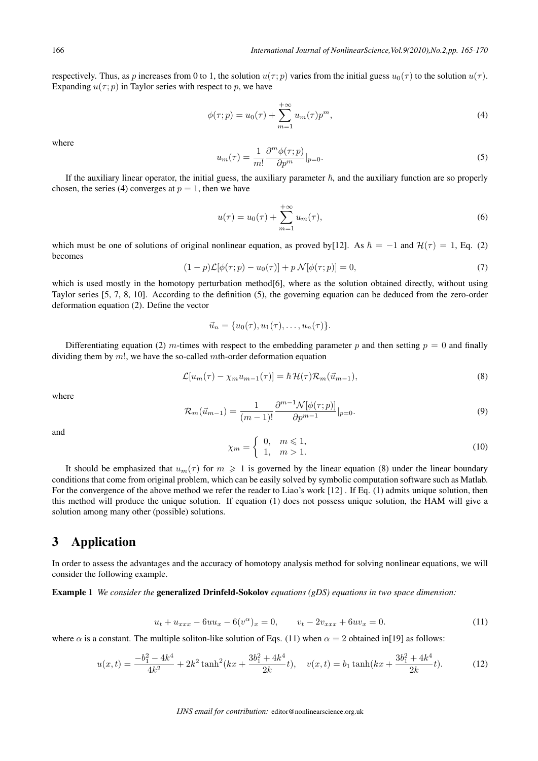respectively. Thus, as $p$ increases from 0 to 1, the solution $u(\tau;p)$ varies from the initial guess $u_0(\tau)$ to the solution $u(\tau)$. Expanding $u(\tau;p)$ in Taylor series with respect to $p$, we have

$$\phi(\tau;p) = u_0(\tau) + \sum_{m=1}^{+\infty} u_m(\tau)p^m, \tag{4}$$

where

$$u_m(\tau) = \frac{1}{m!}\frac{\partial^m \phi(\tau;p)}{\partial p^m}|_{p=0}. \tag{5}$$

If the auxiliary linear operator, the initial guess, the auxiliary parameter $\hbar$, and the auxiliary function are so properly chosen, the series (4) converges at $p = 1$, then we have

$$u(\tau) = u_0(\tau) + \sum_{m=1}^{+\infty} u_m(\tau), \tag{6}$$

which must be one of solutions of original nonlinear equation, as proved by[12]. As $\hbar = -1$ and $\mathcal{H}(\tau) = 1$, Eq. (2) becomes

$$(1-p)\mathcal{L}[\phi(\tau;p) - u_0(\tau)] + p\,\mathcal{N}[\phi(\tau;p)] = 0, \tag{7}$$

which is used mostly in the homotopy perturbation method[6], where as the solution obtained directly, without using Taylor series [5, 7, 8, 10]. According to the definition (5), the governing equation can be deduced from the zero-order deformation equation (2). Define the vector

$$\vec{u}_n = \{u_0(\tau), u_1(\tau), \ldots, u_n(\tau)\}.$$

Differentiating equation (2) $m$-times with respect to the embedding parameter $p$ and then setting $p = 0$ and finally dividing them by $m!$, we have the so-called $m$th-order deformation equation

$$\mathcal{L}[u_m(\tau) - \chi_m u_{m-1}(\tau)] = \hbar\,\mathcal{H}(\tau)\mathcal{R}_m(\vec{u}_{m-1}), \tag{8}$$

where

$$\mathcal{R}_m(\vec{u}_{m-1}) = \frac{1}{(m-1)!}\frac{\partial^{m-1}\mathcal{N}[\phi(\tau;p)]}{\partial p^{m-1}}|_{p=0}. \tag{9}$$

and

$$\chi_m = \begin{cases} 0, & m \leqslant 1, \\ 1, & m > 1. \end{cases} \tag{10}$$

It should be emphasized that $u_m(\tau)$ for $m \geqslant 1$ is governed by the linear equation (8) under the linear boundary conditions that come from original problem, which can be easily solved by symbolic computation software such as Matlab. For the convergence of the above method we refer the reader to Liao's work [12] . If Eq. (1) admits unique solution, then this method will produce the unique solution. If equation (1) does not possess unique solution, the HAM will give a solution among many other (possible) solutions.

# 3 Application

In order to assess the advantages and the accuracy of homotopy analysis method for solving nonlinear equations, we will consider the following example.

**Example 1** *We consider the* **generalized Drinfeld-Sokolov** *equations (gDS) equations in two space dimension:*

$$u_t + u_{xxx} - 6uu_x - 6(v^{\alpha})_x = 0, \qquad v_t - 2v_{xxx} + 6uv_x = 0. \tag{11}$$

where $\alpha$ is a constant. The multiple soliton-like solution of Eqs. (11) when $\alpha = 2$ obtained in[19] as follows:

$$u(x,t) = \frac{-b_1^2 - 4k^4}{4k^2} + 2k^2\tanh^2(kx + \frac{3b_1^2 + 4k^4}{2k}t), \quad v(x,t) = b_1\tanh(kx + \frac{3b_1^2 + 4k^4}{2k}t). \tag{12}$$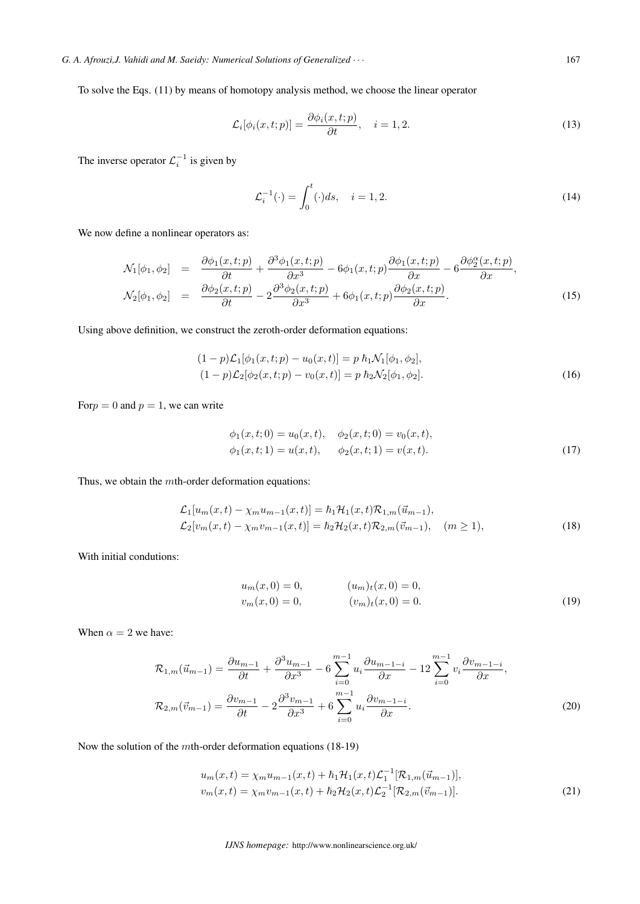To solve the Eqs. (11) by means of homotopy analysis method, we choose the linear operator

$$\mathcal{L}_i[\phi_i(x,t;p)] = \frac{\partial \phi_i(x,t;p)}{\partial t}, \quad i = 1, 2. \tag{13}$$

The inverse operator $\mathcal{L}_i^{-1}$ is given by

$$\mathcal{L}_i^{-1}(\cdot) = \int_0^t (\cdot) ds, \quad i = 1, 2. \tag{14}$$

We now define a nonlinear operators as:

$$\begin{aligned}
\mathcal{N}_1[\phi_1, \phi_2] &= \frac{\partial \phi_1(x,t;p)}{\partial t} + \frac{\partial^3 \phi_1(x,t;p)}{\partial x^3} - 6\phi_1(x,t;p)\frac{\partial \phi_1(x,t;p)}{\partial x} - 6\frac{\partial \phi_2^\alpha(x,t;p)}{\partial x}, \\
\mathcal{N}_2[\phi_1, \phi_2] &= \frac{\partial \phi_2(x,t;p)}{\partial t} - 2\frac{\partial^3 \phi_2(x,t;p)}{\partial x^3} + 6\phi_1(x,t;p)\frac{\partial \phi_2(x,t;p)}{\partial x}.
\end{aligned} \tag{15}$$

Using above definition, we construct the zeroth-order deformation equations:

$$\begin{aligned}
&(1-p)\mathcal{L}_1[\phi_1(x,t;p) - u_0(x,t)] = p\,\hbar_1 \mathcal{N}_1[\phi_1, \phi_2], \\
&(1-p)\mathcal{L}_2[\phi_2(x,t;p) - v_0(x,t)] = p\,\hbar_2 \mathcal{N}_2[\phi_1, \phi_2].
\end{aligned} \tag{16}$$

For$p = 0$ and $p = 1$, we can write

$$\begin{aligned}
&\phi_1(x,t;0) = u_0(x,t), \quad \phi_2(x,t;0) = v_0(x,t), \\
&\phi_1(x,t;1) = u(x,t), \quad \phi_2(x,t;1) = v(x,t).
\end{aligned} \tag{17}$$

Thus, we obtain the $m$th-order deformation equations:

$$\begin{aligned}
&\mathcal{L}_1[u_m(x,t) - \chi_m u_{m-1}(x,t)] = \hbar_1 \mathcal{H}_1(x,t)\mathcal{R}_{1,m}(\vec{u}_{m-1}), \\
&\mathcal{L}_2[v_m(x,t) - \chi_m v_{m-1}(x,t)] = \hbar_2 \mathcal{H}_2(x,t)\mathcal{R}_{2,m}(\vec{v}_{m-1}), \quad (m \geq 1),
\end{aligned} \tag{18}$$

With initial condutions:

$$\begin{aligned}
&u_m(x,0) = 0, \qquad (u_m)_t(x,0) = 0, \\
&v_m(x,0) = 0, \qquad (v_m)_t(x,0) = 0.
\end{aligned} \tag{19}$$

When $\alpha = 2$ we have:

$$\begin{aligned}
\mathcal{R}_{1,m}(\vec{u}_{m-1}) &= \frac{\partial u_{m-1}}{\partial t} + \frac{\partial^3 u_{m-1}}{\partial x^3} - 6\sum_{i=0}^{m-1} u_i \frac{\partial u_{m-1-i}}{\partial x} - 12\sum_{i=0}^{m-1} v_i \frac{\partial v_{m-1-i}}{\partial x}, \\
\mathcal{R}_{2,m}(\vec{v}_{m-1}) &= \frac{\partial v_{m-1}}{\partial t} - 2\frac{\partial^3 v_{m-1}}{\partial x^3} + 6\sum_{i=0}^{m-1} u_i \frac{\partial v_{m-1-i}}{\partial x}.
\end{aligned} \tag{20}$$

Now the solution of the $m$th-order deformation equations (18-19)

$$\begin{aligned}
&u_m(x,t) = \chi_m u_{m-1}(x,t) + \hbar_1 \mathcal{H}_1(x,t)\mathcal{L}_1^{-1}[\mathcal{R}_{1,m}(\vec{u}_{m-1})], \\
&v_m(x,t) = \chi_m v_{m-1}(x,t) + \hbar_2 \mathcal{H}_2(x,t)\mathcal{L}_2^{-1}[\mathcal{R}_{2,m}(\vec{v}_{m-1})].
\end{aligned} \tag{21}$$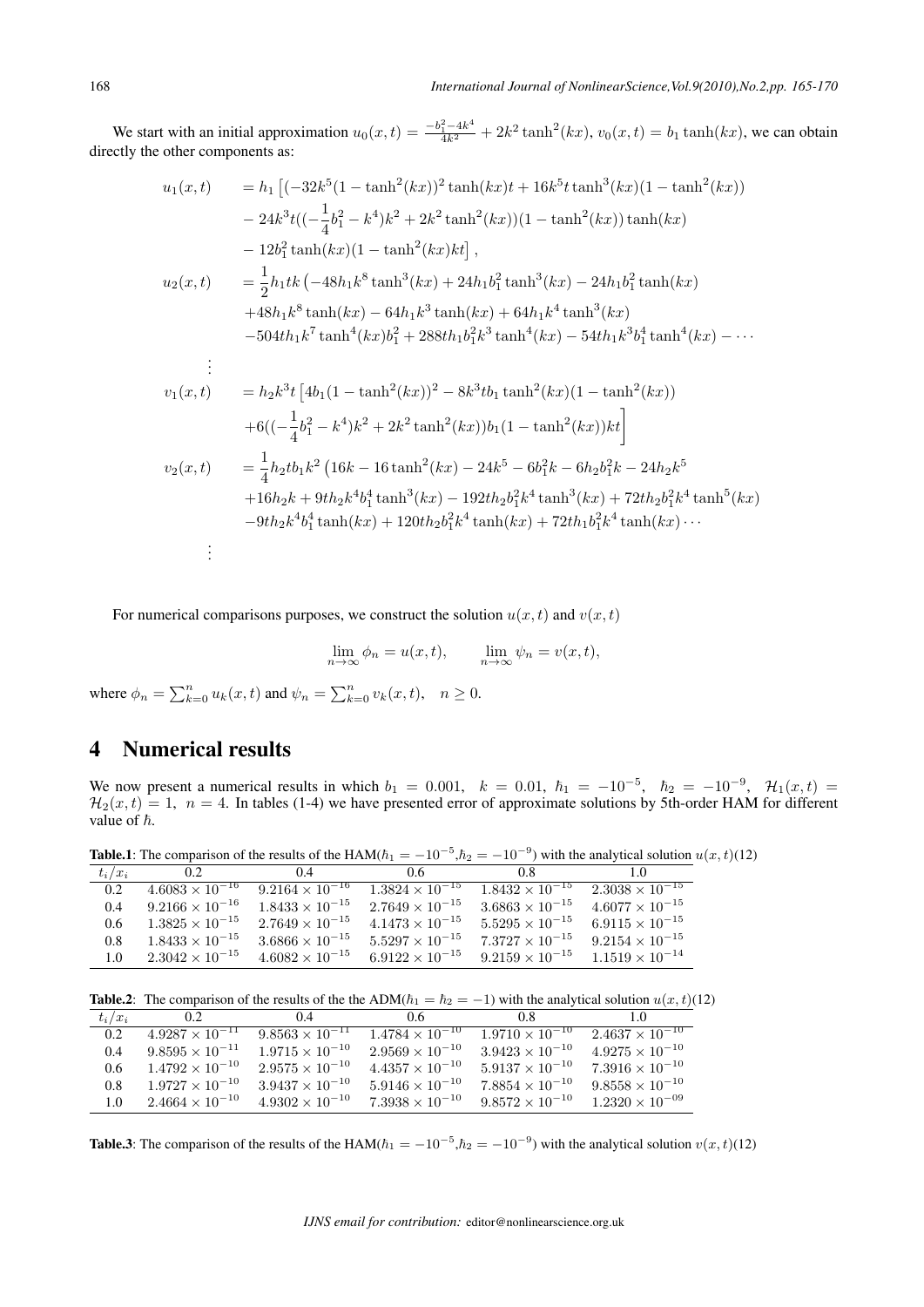We start with an initial approximation $u_0(x,t) = \frac{-b_1^2-4k^4}{4k^2} + 2k^2\tanh^2(kx)$, $v_0(x,t) = b_1\tanh(kx)$, we can obtain directly the other components as:

$$
\begin{aligned}
u_1(x,t) \quad &= h_1\left[(-32k^5(1-\tanh^2(kx))^2\tanh(kx)t + 16k^5 t\tanh^3(kx)(1-\tanh^2(kx))\right.\\
&- 24k^3t((-\frac{1}{4}b_1^2-k^4)k^2 + 2k^2\tanh^2(kx))(1-\tanh^2(kx))\tanh(kx)\\
&\left.- 12b_1^2\tanh(kx)(1-\tanh^2(kx)kt\right],\\
u_2(x,t) \quad &= \frac{1}{2}h_1tk\left(-48h_1k^8\tanh^3(kx) + 24h_1b_1^2\tanh^3(kx) - 24h_1b_1^2\tanh(kx)\right.\\
&+48h_1k^8\tanh(kx) - 64h_1k^3\tanh(kx) + 64h_1k^4\tanh^3(kx)\\
&-504th_1k^7\tanh^4(kx)b_1^2 + 288th_1b_1^2k^3\tanh^4(kx) - 54th_1k^3b_1^4\tanh^4(kx) - \cdots\\
&\vdots\\
v_1(x,t) \quad &= h_2k^3t\left[4b_1(1-\tanh^2(kx))^2 - 8k^3tb_1\tanh^2(kx)(1-\tanh^2(kx))\right.\\
&\left.+6((-\frac{1}{4}b_1^2-k^4)k^2 + 2k^2\tanh^2(kx))b_1(1-\tanh^2(kx))kt\right]\\
v_2(x,t) \quad &= \frac{1}{4}h_2tb_1k^2\left(16k - 16\tanh^2(kx) - 24k^5 - 6b_1^2k - 6h_2b_1^2k - 24h_2k^5\right.\\
&+16h_2k + 9th_2k^4b_1^4\tanh^3(kx) - 192th_2b_1^2k^4\tanh^3(kx) + 72th_2b_1^2k^4\tanh^5(kx)\\
&-9th_2k^4b_1^4\tanh(kx) + 120th_2b_1^2k^4\tanh(kx) + 72th_1b_1^2k^4\tanh(kx)\cdots\\
&\vdots
\end{aligned}
$$

For numerical comparisons purposes, we construct the solution $u(x,t)$ and $v(x,t)$

$$
\lim_{n\to\infty}\phi_n = u(x,t), \qquad \lim_{n\to\infty}\psi_n = v(x,t),
$$

where $\phi_n = \sum_{k=0}^{n} u_k(x,t)$ and $\psi_n = \sum_{k=0}^{n} v_k(x,t)$, $\quad n \geq 0$.

# 4 Numerical results

We now present a numerical results in which $b_1 = 0.001$, $k = 0.01$, $\hbar_1 = -10^{-5}$, $\hbar_2 = -10^{-9}$, $\mathcal{H}_1(x,t) = \mathcal{H}_2(x,t) = 1$, $n = 4$. In tables (1-4) we have presented error of approximate solutions by 5th-order HAM for different value of $\hbar$.

**Table.1**: The comparison of the results of the HAM($\hbar_1 = -10^{-5}$,$\hbar_2 = -10^{-9}$) with the analytical solution $u(x,t)$(12)

| $t_i/x_i$ | 0.2 | 0.4 | 0.6 | 0.8 | 1.0 |
|---|---|---|---|---|---|
| 0.2 | $4.6083\times10^{-16}$ | $9.2164\times10^{-16}$ | $1.3824\times10^{-15}$ | $1.8432\times10^{-15}$ | $2.3038\times10^{-15}$ |
| 0.4 | $9.2166\times10^{-16}$ | $1.8433\times10^{-15}$ | $2.7649\times10^{-15}$ | $3.6863\times10^{-15}$ | $4.6077\times10^{-15}$ |
| 0.6 | $1.3825\times10^{-15}$ | $2.7649\times10^{-15}$ | $4.1473\times10^{-15}$ | $5.5295\times10^{-15}$ | $6.9115\times10^{-15}$ |
| 0.8 | $1.8433\times10^{-15}$ | $3.6866\times10^{-15}$ | $5.5297\times10^{-15}$ | $7.3727\times10^{-15}$ | $9.2154\times10^{-15}$ |
| 1.0 | $2.3042\times10^{-15}$ | $4.6082\times10^{-15}$ | $6.9122\times10^{-15}$ | $9.2159\times10^{-15}$ | $1.1519\times10^{-14}$ |

**Table.2**: The comparison of the results of the the ADM($\hbar_1 = \hbar_2 = -1$) with the analytical solution $u(x,t)$(12)

| $t_i/x_i$ | 0.2 | 0.4 | 0.6 | 0.8 | 1.0 |
|---|---|---|---|---|---|
| 0.2 | $4.9287\times10^{-11}$ | $9.8563\times10^{-11}$ | $1.4784\times10^{-10}$ | $1.9710\times10^{-10}$ | $2.4637\times10^{-10}$ |
| 0.4 | $9.8595\times10^{-11}$ | $1.9715\times10^{-10}$ | $2.9569\times10^{-10}$ | $3.9423\times10^{-10}$ | $4.9275\times10^{-10}$ |
| 0.6 | $1.4792\times10^{-10}$ | $2.9575\times10^{-10}$ | $4.4357\times10^{-10}$ | $5.9137\times10^{-10}$ | $7.3916\times10^{-10}$ |
| 0.8 | $1.9727\times10^{-10}$ | $3.9437\times10^{-10}$ | $5.9146\times10^{-10}$ | $7.8854\times10^{-10}$ | $9.8558\times10^{-10}$ |
| 1.0 | $2.4664\times10^{-10}$ | $4.9302\times10^{-10}$ | $7.3938\times10^{-10}$ | $9.8572\times10^{-10}$ | $1.2320\times10^{-09}$ |

**Table.3**: The comparison of the results of the HAM($\hbar_1 = -10^{-5}$,$\hbar_2 = -10^{-9}$) with the analytical solution $v(x,t)$(12)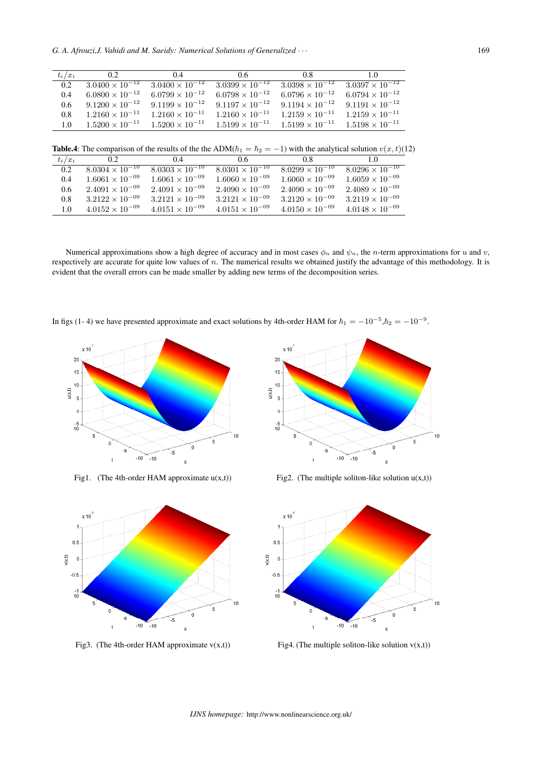| $t_i/x_i$ | 0.2 | 0.4 | 0.6 | 0.8 | 1.0 |
|---|---|---|---|---|---|
| 0.2 | $3.0400 \times 10^{-12}$ | $3.0400 \times 10^{-12}$ | $3.0399 \times 10^{-12}$ | $3.0398 \times 10^{-12}$ | $3.0397 \times 10^{-12}$ |
| 0.4 | $6.0800 \times 10^{-12}$ | $6.0799 \times 10^{-12}$ | $6.0798 \times 10^{-12}$ | $6.0796 \times 10^{-12}$ | $6.0794 \times 10^{-12}$ |
| 0.6 | $9.1200 \times 10^{-12}$ | $9.1199 \times 10^{-12}$ | $9.1197 \times 10^{-12}$ | $9.1194 \times 10^{-12}$ | $9.1191 \times 10^{-12}$ |
| 0.8 | $1.2160 \times 10^{-11}$ | $1.2160 \times 10^{-11}$ | $1.2160 \times 10^{-11}$ | $1.2159 \times 10^{-11}$ | $1.2159 \times 10^{-11}$ |
| 1.0 | $1.5200 \times 10^{-11}$ | $1.5200 \times 10^{-11}$ | $1.5199 \times 10^{-11}$ | $1.5199 \times 10^{-11}$ | $1.5198 \times 10^{-11}$ |

**Table.4**: The comparison of the results of the the ADM($\hbar_1 = \hbar_2 = -1$) with the analytical solution $v(x,t)$(12)

| $t_i/x_i$ | 0.2 | 0.4 | 0.6 | 0.8 | 1.0 |
|---|---|---|---|---|---|
| 0.2 | $8.0304 \times 10^{-10}$ | $8.0303 \times 10^{-10}$ | $8.0301 \times 10^{-10}$ | $8.0299 \times 10^{-10}$ | $8.0296 \times 10^{-10}$ |
| 0.4 | $1.6061 \times 10^{-09}$ | $1.6061 \times 10^{-09}$ | $1.6060 \times 10^{-09}$ | $1.6060 \times 10^{-09}$ | $1.6059 \times 10^{-09}$ |
| 0.6 | $2.4091 \times 10^{-09}$ | $2.4091 \times 10^{-09}$ | $2.4090 \times 10^{-09}$ | $2.4090 \times 10^{-09}$ | $2.4089 \times 10^{-09}$ |
| 0.8 | $3.2122 \times 10^{-09}$ | $3.2121 \times 10^{-09}$ | $3.2121 \times 10^{-09}$ | $3.2120 \times 10^{-09}$ | $3.2119 \times 10^{-09}$ |
| 1.0 | $4.0152 \times 10^{-09}$ | $4.0151 \times 10^{-09}$ | $4.0151 \times 10^{-09}$ | $4.0150 \times 10^{-09}$ | $4.0148 \times 10^{-09}$ |

Numerical approximations show a high degree of accuracy and in most cases $\phi_n$ and $\psi_n$, the $n$-term approximations for $u$ and $v$, respectively are accurate for quite low values of $n$. The numerical results we obtained justify the advantage of this methodology. It is evident that the overall errors can be made smaller by adding new terms of the decomposition series.

In figs (1- 4) we have presented approximate and exact solutions by 4th-order HAM for $\hbar_1 = -10^{-5}$,$\hbar_2 = -10^{-9}$.

Fig1. (The 4th-order HAM approximate u(x,t))

Fig2. (The multiple soliton-like solution u(x,t))

Fig3. (The 4th-order HAM approximate v(x,t))

Fig4. (The multiple soliton-like solution v(x,t))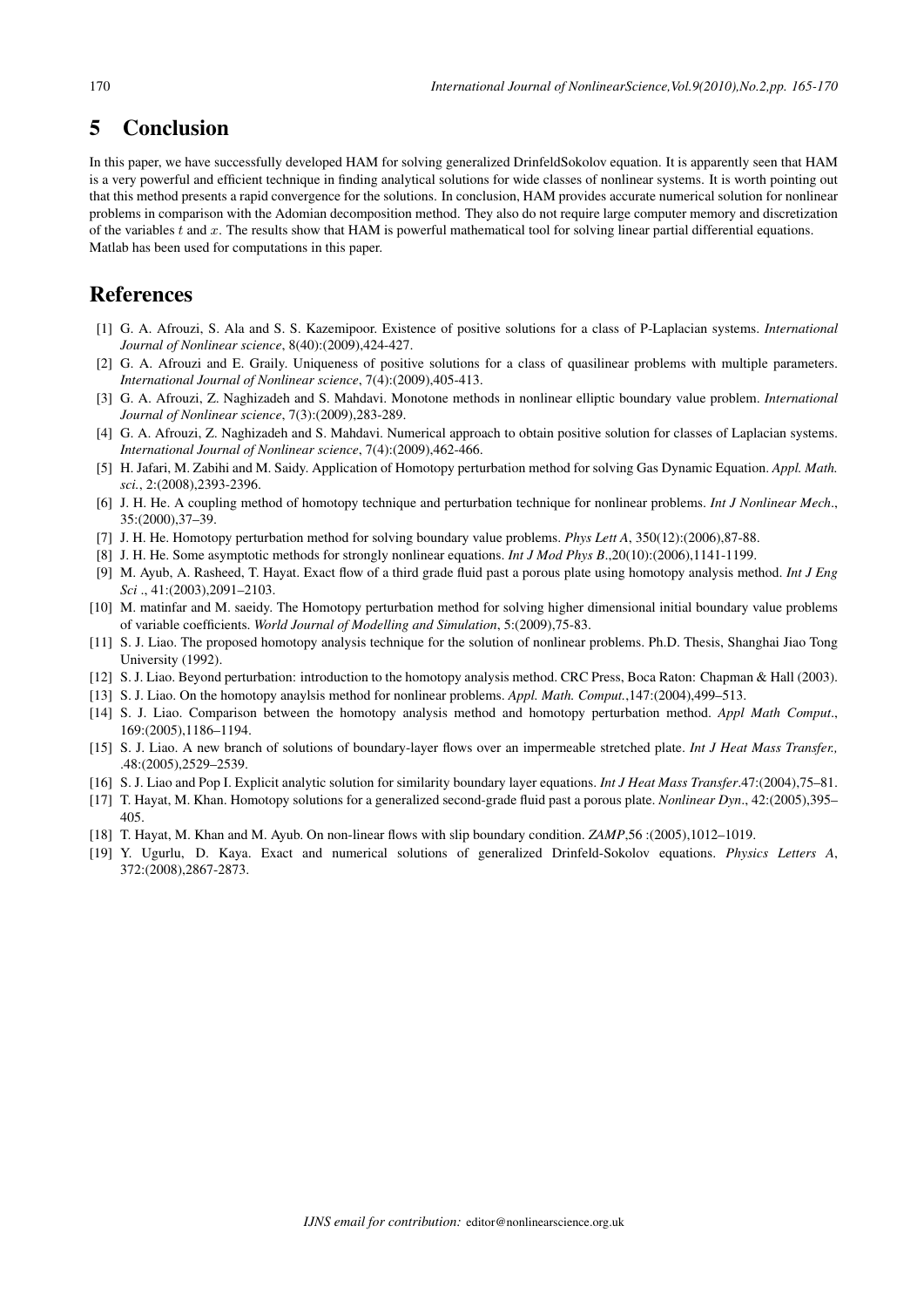# 5 Conclusion

In this paper, we have successfully developed HAM for solving generalized DrinfeldSokolov equation. It is apparently seen that HAM is a very powerful and efficient technique in finding analytical solutions for wide classes of nonlinear systems. It is worth pointing out that this method presents a rapid convergence for the solutions. In conclusion, HAM provides accurate numerical solution for nonlinear problems in comparison with the Adomian decomposition method. They also do not require large computer memory and discretization of the variables $t$ and $x$. The results show that HAM is powerful mathematical tool for solving linear partial differential equations. Matlab has been used for computations in this paper.

# References

[1] G. A. Afrouzi, S. Ala and S. S. Kazemipoor. Existence of positive solutions for a class of P-Laplacian systems. *International Journal of Nonlinear science*, 8(40):(2009),424-427.

[2] G. A. Afrouzi and E. Graily. Uniqueness of positive solutions for a class of quasilinear problems with multiple parameters. *International Journal of Nonlinear science*, 7(4):(2009),405-413.

[3] G. A. Afrouzi, Z. Naghizadeh and S. Mahdavi. Monotone methods in nonlinear elliptic boundary value problem. *International Journal of Nonlinear science*, 7(3):(2009),283-289.

[4] G. A. Afrouzi, Z. Naghizadeh and S. Mahdavi. Numerical approach to obtain positive solution for classes of Laplacian systems. *International Journal of Nonlinear science*, 7(4):(2009),462-466.

[5] H. Jafari, M. Zabihi and M. Saidy. Application of Homotopy perturbation method for solving Gas Dynamic Equation. *Appl. Math. sci.*, 2:(2008),2393-2396.

[6] J. H. He. A coupling method of homotopy technique and perturbation technique for nonlinear problems. *Int J Nonlinear Mech*., 35:(2000),37–39.

[7] J. H. He. Homotopy perturbation method for solving boundary value problems. *Phys Lett A*, 350(12):(2006),87-88.

[8] J. H. He. Some asymptotic methods for strongly nonlinear equations. *Int J Mod Phys B*.,20(10):(2006),1141-1199.

[9] M. Ayub, A. Rasheed, T. Hayat. Exact flow of a third grade fluid past a porous plate using homotopy analysis method. *Int J Eng Sci* ., 41:(2003),2091–2103.

[10] M. matinfar and M. saeidy. The Homotopy perturbation method for solving higher dimensional initial boundary value problems of variable coefficients. *World Journal of Modelling and Simulation*, 5:(2009),75-83.

[11] S. J. Liao. The proposed homotopy analysis technique for the solution of nonlinear problems. Ph.D. Thesis, Shanghai Jiao Tong University (1992).

[12] S. J. Liao. Beyond perturbation: introduction to the homotopy analysis method. CRC Press, Boca Raton: Chapman & Hall (2003).

[13] S. J. Liao. On the homotopy anaylsis method for nonlinear problems. *Appl. Math. Comput.*,147:(2004),499–513.

[14] S. J. Liao. Comparison between the homotopy analysis method and homotopy perturbation method. *Appl Math Comput*., 169:(2005),1186–1194.

[15] S. J. Liao. A new branch of solutions of boundary-layer flows over an impermeable stretched plate. *Int J Heat Mass Transfer,* .48:(2005),2529–2539.

[16] S. J. Liao and Pop I. Explicit analytic solution for similarity boundary layer equations. *Int J Heat Mass Transfer*.47:(2004),75–81.

[17] T. Hayat, M. Khan. Homotopy solutions for a generalized second-grade fluid past a porous plate. *Nonlinear Dyn*., 42:(2005),395–405.

[18] T. Hayat, M. Khan and M. Ayub. On non-linear flows with slip boundary condition. *ZAMP*,56 :(2005),1012–1019.

[19] Y. Ugurlu, D. Kaya. Exact and numerical solutions of generalized Drinfeld-Sokolov equations. *Physics Letters A*, 372:(2008),2867-2873.